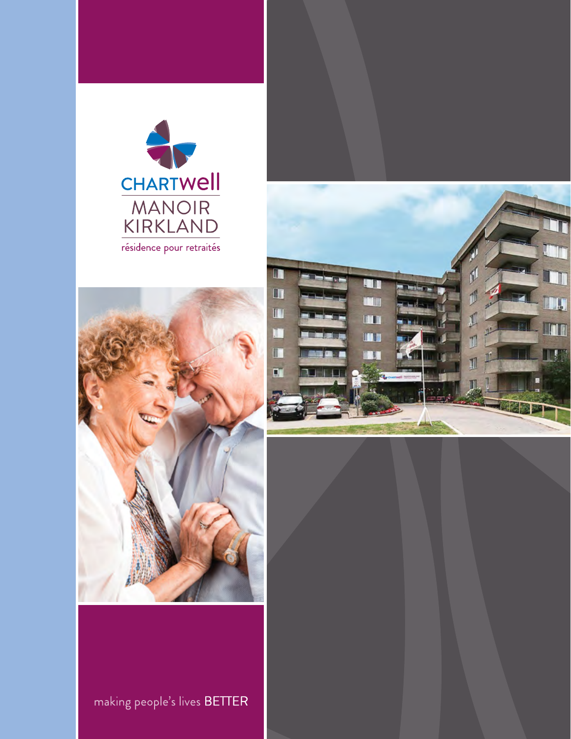CHARTWELL

MANOIR KIRKLAND

résidence pour retraités

making people's lives BETTER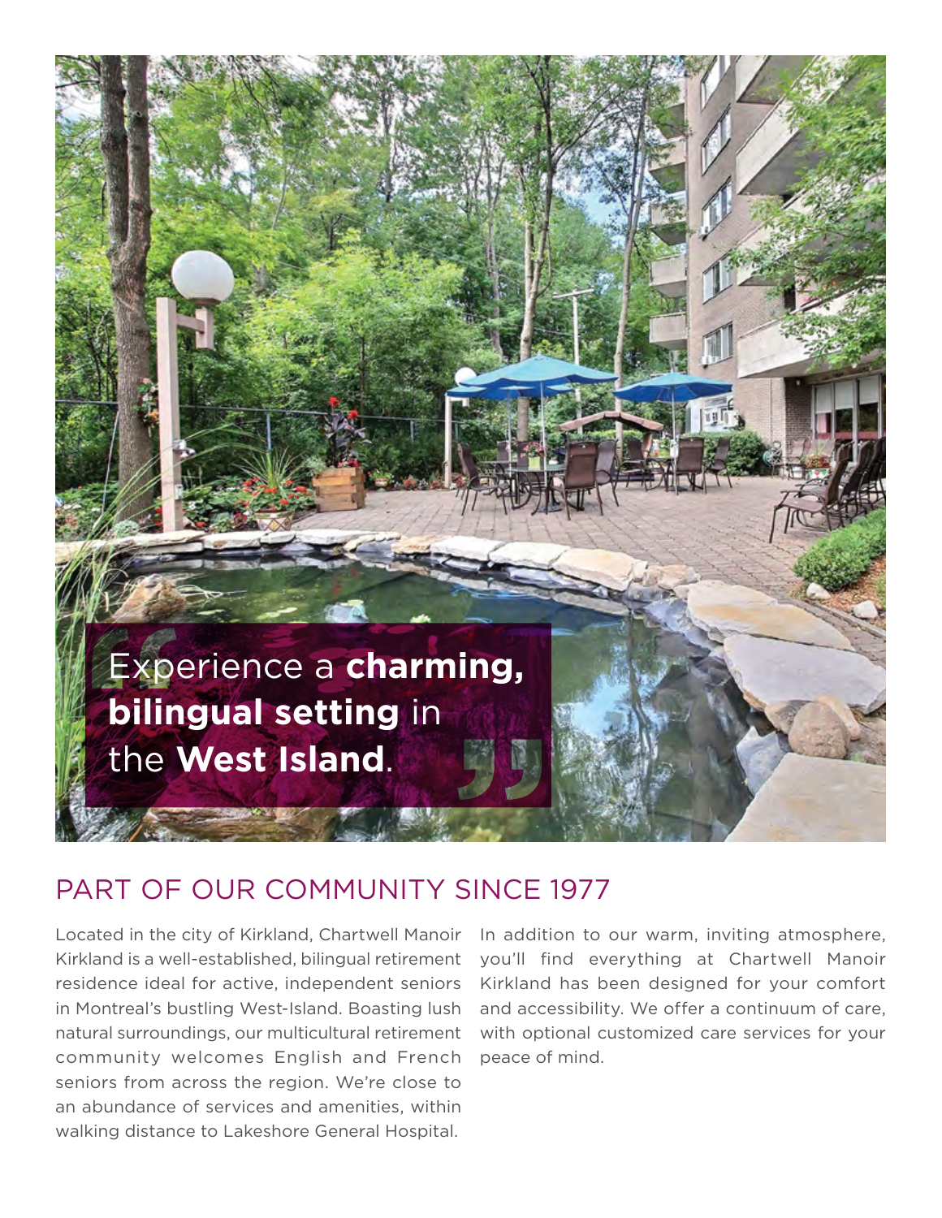> Experience a **charming, bilingual setting** in the **West Island**.

## PART OF OUR COMMUNITY SINCE 1977

Located in the city of Kirkland, Chartwell Manoir Kirkland is a well-established, bilingual retirement residence ideal for active, independent seniors in Montreal's bustling West-Island. Boasting lush natural surroundings, our multicultural retirement community welcomes English and French seniors from across the region. We're close to an abundance of services and amenities, within walking distance to Lakeshore General Hospital.

In addition to our warm, inviting atmosphere, you'll find everything at Chartwell Manoir Kirkland has been designed for your comfort and accessibility. We offer a continuum of care, with optional customized care services for your peace of mind.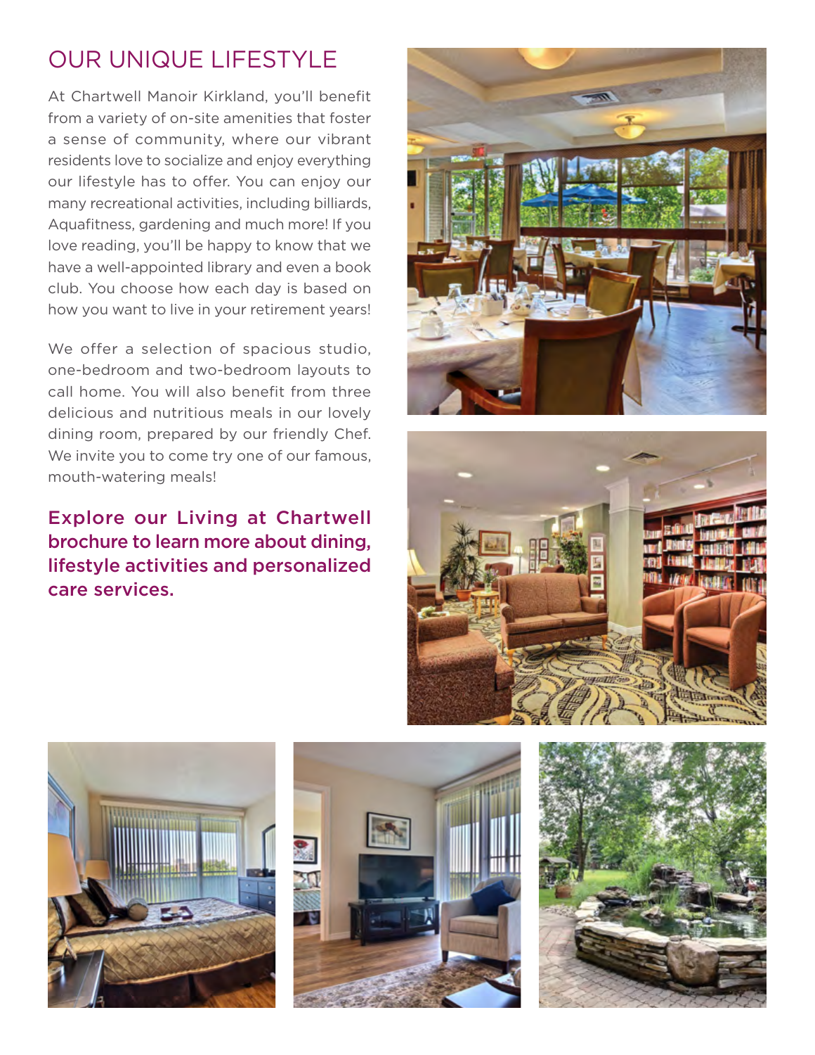## OUR UNIQUE LIFESTYLE

At Chartwell Manoir Kirkland, you'll benefit from a variety of on-site amenities that foster a sense of community, where our vibrant residents love to socialize and enjoy everything our lifestyle has to offer. You can enjoy our many recreational activities, including billiards, Aquafitness, gardening and much more! If you love reading, you'll be happy to know that we have a well-appointed library and even a book club. You choose how each day is based on how you want to live in your retirement years!

We offer a selection of spacious studio, one-bedroom and two-bedroom layouts to call home. You will also benefit from three delicious and nutritious meals in our lovely dining room, prepared by our friendly Chef. We invite you to come try one of our famous, mouth-watering meals!

**Explore our Living at Chartwell brochure to learn more about dining, lifestyle activities and personalized care services.**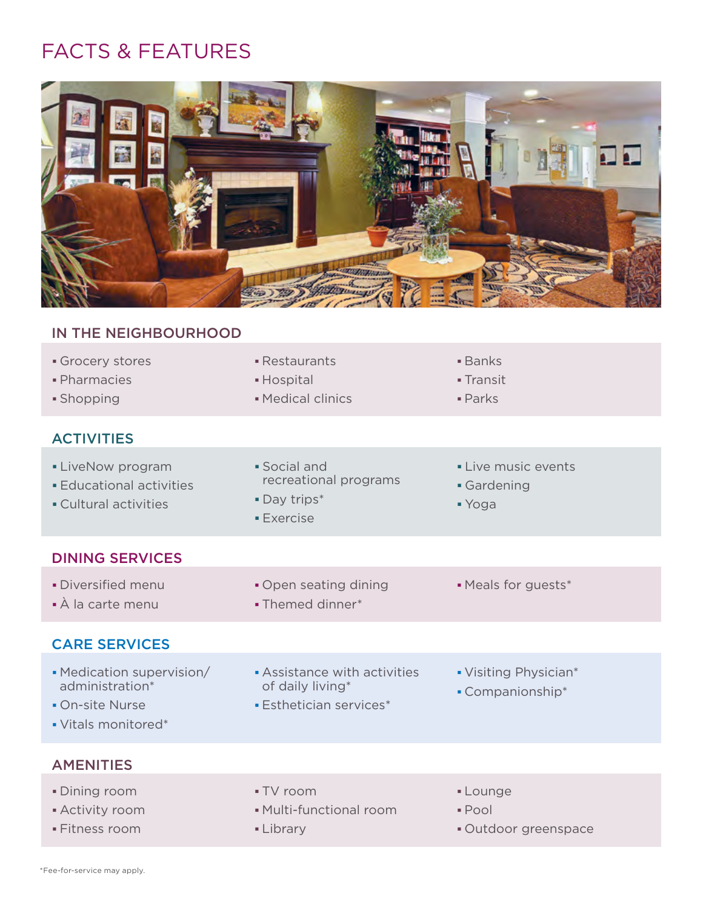# FACTS & FEATURES

## IN THE NEIGHBOURHOOD

- Grocery stores
- Pharmacies
- Shopping
- Restaurants
- Hospital
- Medical clinics
- Banks
- Transit
- Parks

## ACTIVITIES

- LiveNow program
- Educational activities
- Cultural activities
- Social and recreational programs
- Day trips*
- Exercise
- Live music events
- Gardening
- Yoga

## DINING SERVICES

- Diversified menu
- À la carte menu
- Open seating dining
- Themed dinner*
- Meals for guests*

## CARE SERVICES

- Medication supervision/administration*
- On-site Nurse
- Vitals monitored*
- Assistance with activities of daily living*
- Esthetician services*
- Visiting Physician*
- Companionship*

## AMENITIES

- Dining room
- Activity room
- Fitness room
- TV room
- Multi-functional room
- Library
- Lounge
- Pool
- Outdoor greenspace

*Fee-for-service may apply.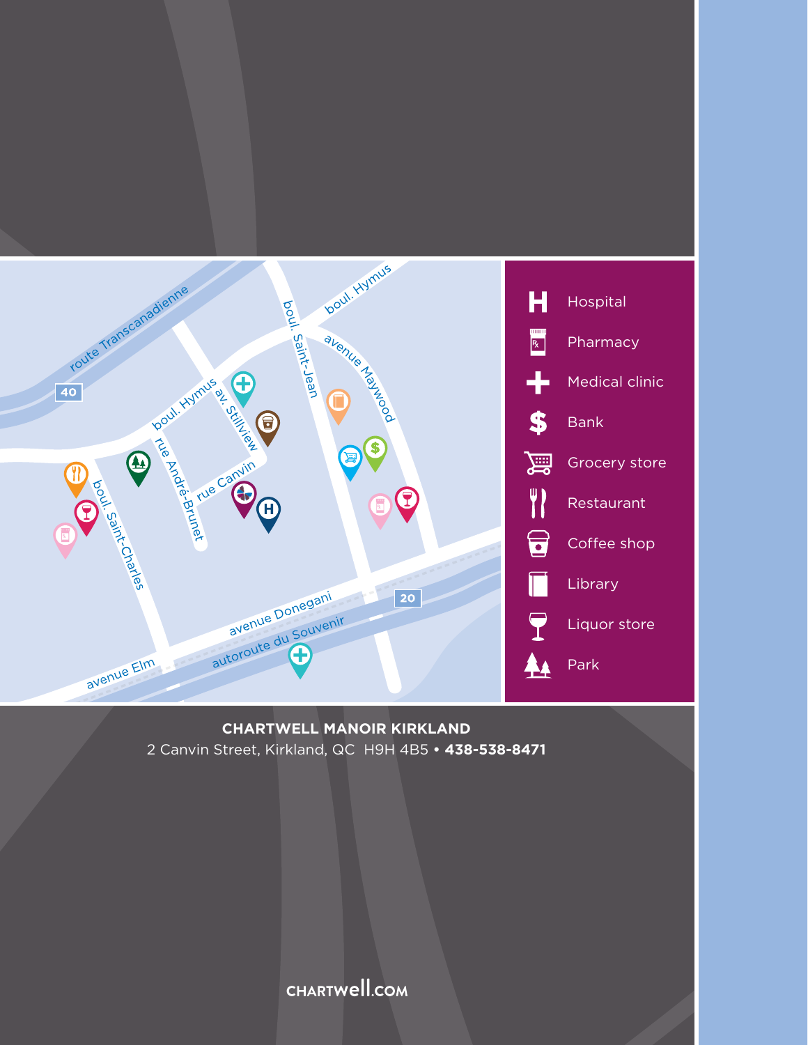route Transcanadienne

40

boul. Hymus

boul. Saint-Jean

avenue Maywood

boul. Hymus

av. Stillview

rue André-Brunet

rue Canvin

boul. Saint-Charles

avenue Donegani

20

autoroute du Souvenir

avenue Elm

- Hospital
- Pharmacy
- Medical clinic
- Bank
- Grocery store
- Restaurant
- Coffee shop
- Library
- Liquor store
- Park

**CHARTWELL MANOIR KIRKLAND**

2 Canvin Street, Kirkland, QC H9H 4B5 • **438-538-8471**

CHARTWELL.COM